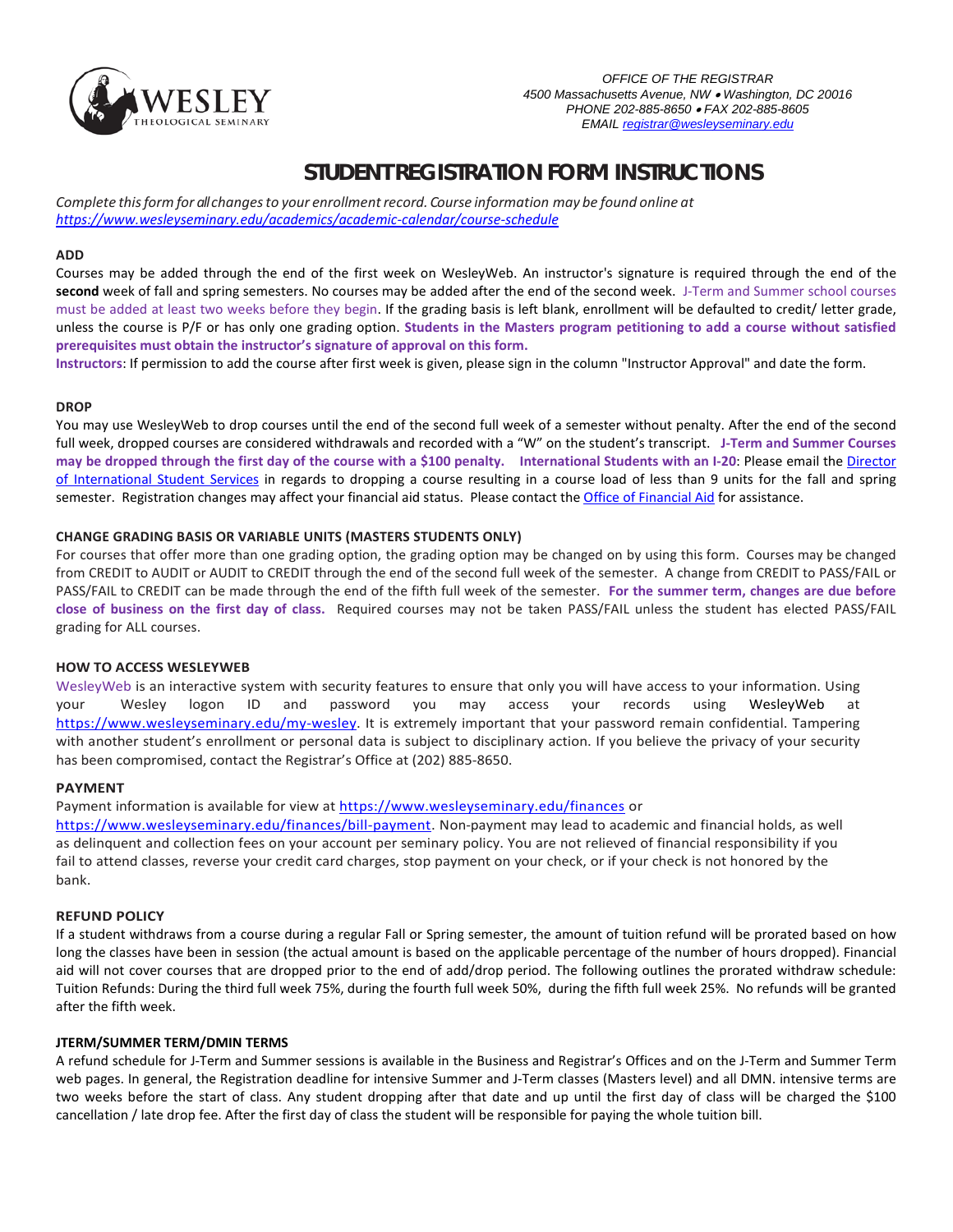OFFICE OF THE REGISTRAR
4500 Massachusetts Avenue, NW • Washington, DC 20016
PHONE 202-885-8650 • FAX 202-885-8605
EMAIL registrar@wesleyseminary.edu

# STUDENT REGISTRATION FORM INSTRUCTIONS

*Complete this form for all changes to your enrollment record. Course information may be found online at https://www.wesleyseminary.edu/academics/academic-calendar/course-schedule*

**ADD**

Courses may be added through the end of the first week on WesleyWeb. An instructor's signature is required through the end of the **second** week of fall and spring semesters. No courses may be added after the end of the second week. J-Term and Summer school courses must be added at least two weeks before they begin. If the grading basis is left blank, enrollment will be defaulted to credit/ letter grade, unless the course is P/F or has only one grading option. **Students in the Masters program petitioning to add a course without satisfied prerequisites must obtain the instructor's signature of approval on this form.**

**Instructors**: If permission to add the course after first week is given, please sign in the column "Instructor Approval" and date the form.

**DROP**

You may use WesleyWeb to drop courses until the end of the second full week of a semester without penalty. After the end of the second full week, dropped courses are considered withdrawals and recorded with a "W" on the student's transcript. **J-Term and Summer Courses may be dropped through the first day of the course with a $100 penalty.** **International Students with an I-20**: Please email the Director of International Student Services in regards to dropping a course resulting in a course load of less than 9 units for the fall and spring semester. Registration changes may affect your financial aid status. Please contact the Office of Financial Aid for assistance.

**CHANGE GRADING BASIS OR VARIABLE UNITS (MASTERS STUDENTS ONLY)**

For courses that offer more than one grading option, the grading option may be changed on by using this form. Courses may be changed from CREDIT to AUDIT or AUDIT to CREDIT through the end of the second full week of the semester. A change from CREDIT to PASS/FAIL or PASS/FAIL to CREDIT can be made through the end of the fifth full week of the semester. **For the summer term, changes are due before close of business on the first day of class.** Required courses may not be taken PASS/FAIL unless the student has elected PASS/FAIL grading for ALL courses.

**HOW TO ACCESS WESLEYWEB**

WesleyWeb is an interactive system with security features to ensure that only you will have access to your information. Using your Wesley logon ID and password you may access your records using WesleyWeb at https://www.wesleyseminary.edu/my-wesley. It is extremely important that your password remain confidential. Tampering with another student's enrollment or personal data is subject to disciplinary action. If you believe the privacy of your security has been compromised, contact the Registrar's Office at (202) 885-8650.

**PAYMENT**

Payment information is available for view at https://www.wesleyseminary.edu/finances or https://www.wesleyseminary.edu/finances/bill-payment. Non-payment may lead to academic and financial holds, as well as delinquent and collection fees on your account per seminary policy. You are not relieved of financial responsibility if you fail to attend classes, reverse your credit card charges, stop payment on your check, or if your check is not honored by the bank.

**REFUND POLICY**

If a student withdraws from a course during a regular Fall or Spring semester, the amount of tuition refund will be prorated based on how long the classes have been in session (the actual amount is based on the applicable percentage of the number of hours dropped). Financial aid will not cover courses that are dropped prior to the end of add/drop period. The following outlines the prorated withdraw schedule: Tuition Refunds: During the third full week 75%, during the fourth full week 50%, during the fifth full week 25%. No refunds will be granted after the fifth week.

**JTERM/SUMMER TERM/DMIN TERMS**

A refund schedule for J-Term and Summer sessions is available in the Business and Registrar's Offices and on the J-Term and Summer Term web pages. In general, the Registration deadline for intensive Summer and J-Term classes (Masters level) and all DMN. intensive terms are two weeks before the start of class. Any student dropping after that date and up until the first day of class will be charged the $100 cancellation / late drop fee. After the first day of class the student will be responsible for paying the whole tuition bill.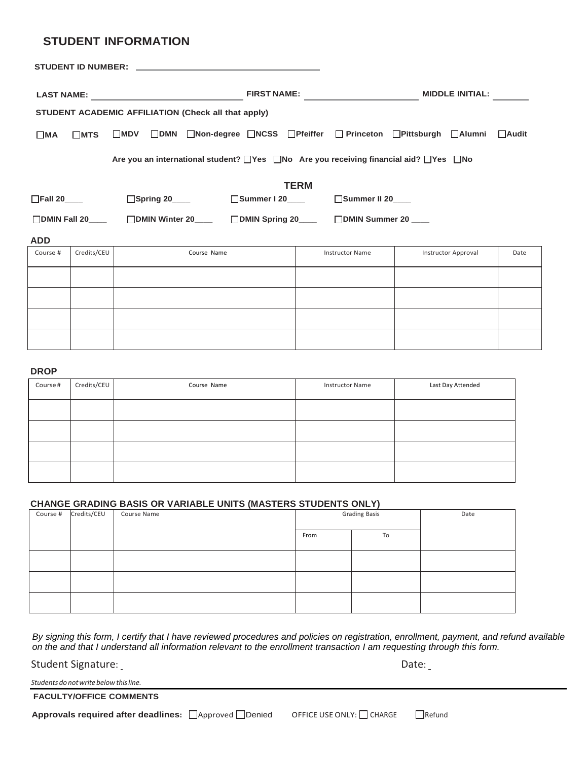## STUDENT INFORMATION

**STUDENT ID NUMBER:** ____________________________________

**LAST NAME:** ______________________________ **FIRST NAME:** ______________________ **MIDDLE INITIAL:** _______

**STUDENT ACADEMIC AFFILIATION (Check all that apply)**

☐**MA** ☐**MTS** ☐**MDV** ☐**DMN** ☐**Non-degree** ☐**NCSS** ☐**Pfeiffer** ☐ **Princeton** ☐**Pittsburgh** ☐**Alumni** ☐**Audit**

**Are you an international student?** ☐**Yes** ☐**No** **Are you receiving financial aid?** ☐**Yes** ☐**No**

### TERM

☐**Fall 20____** ☐**Spring 20____** ☐**Summer I 20____** ☐**Summer II 20____**

☐**DMIN Fall 20____** ☐**DMIN Winter 20____** ☐**DMIN Spring 20____** ☐**DMIN Summer 20 ____**

### ADD

| Course # | Credits/CEU | Course Name | Instructor Name | Instructor Approval | Date |
|---|---|---|---|---|---|
| | | | | | |
| | | | | | |
| | | | | | |
| | | | | | |

### DROP

| Course # | Credits/CEU | Course Name | Instructor Name | Last Day Attended |
|---|---|---|---|---|
| | | | | |
| | | | | |
| | | | | |
| | | | | |

### CHANGE GRADING BASIS OR VARIABLE UNITS (MASTERS STUDENTS ONLY)

| Course # | Credits/CEU | Course Name | Grading Basis | | Date |
|---|---|---|---|---|---|
| | | | From | To | |
| | | | | | |
| | | | | | |
| | | | | | |

*By signing this form, I certify that I have reviewed procedures and policies on registration, enrollment, payment, and refund available on the and that I understand all information relevant to the enrollment transaction I am requesting through this form.*

Student Signature: ______________________ Date: ______

*Students do not write below this line.*

**FACULTY/OFFICE COMMENTS**

**Approvals required after deadlines:** ☐Approved ☐Denied OFFICE USE ONLY: ☐ CHARGE ☐Refund